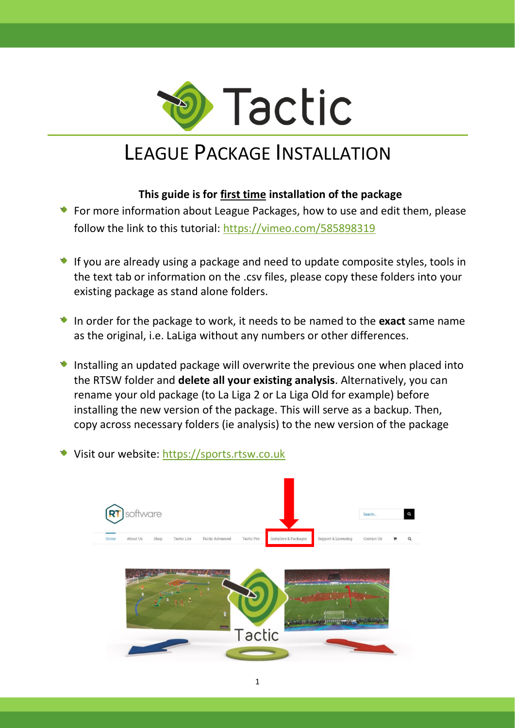# Tactic

## LEAGUE PACKAGE INSTALLATION

**This guide is for first time installation of the package**

- For more information about League Packages, how to use and edit them, please follow the link to this tutorial: https://vimeo.com/585898319

- If you are already using a package and need to update composite styles, tools in the text tab or information on the .csv files, please copy these folders into your existing package as stand alone folders.

- In order for the package to work, it needs to be named to the **exact** same name as the original, i.e. LaLiga without any numbers or other differences.

- Installing an updated package will overwrite the previous one when placed into the RTSW folder and **delete all your existing analysis**. Alternatively, you can rename your old package (to La Liga 2 or La Liga Old for example) before installing the new version of the package. This will serve as a backup. Then, copy across necessary folders (ie analysis) to the new version of the package

- Visit our website: https://sports.rtsw.co.uk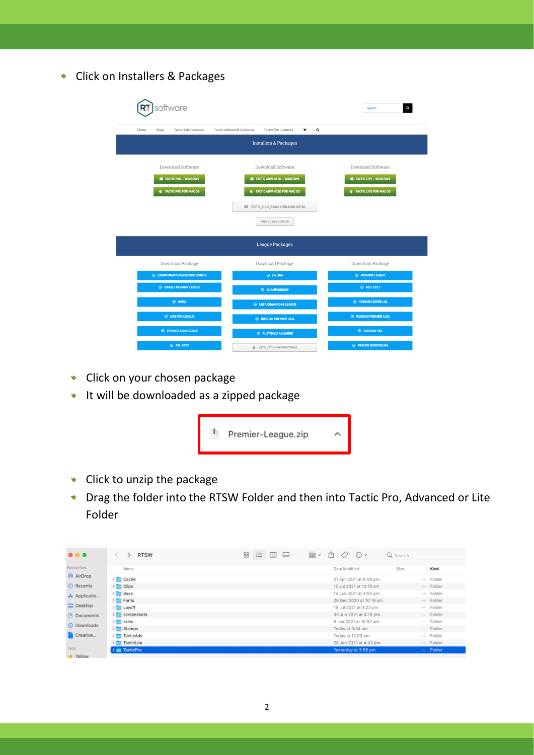- Click on Installers & Packages

- Click on your chosen package
- It will be downloaded as a zipped package

- Click to unzip the package
- Drag the folder into the RTSW Folder and then into Tactic Pro, Advanced or Lite Folder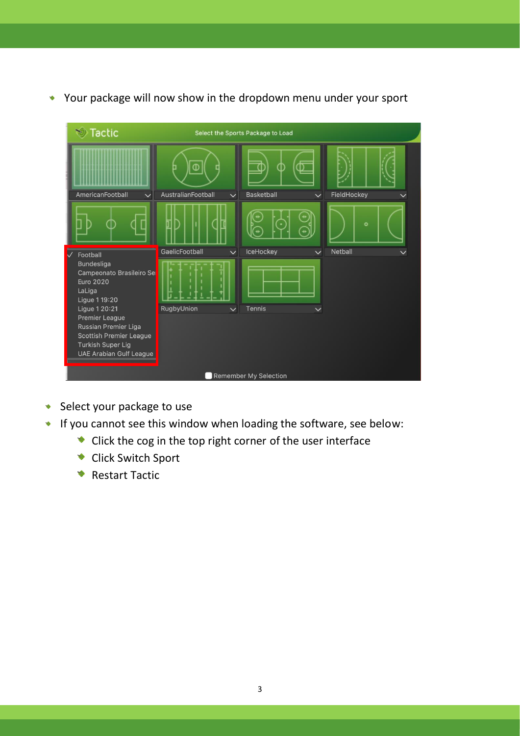- Your package will now show in the dropdown menu under your sport

- Select your package to use
- If you cannot see this window when loading the software, see below:
  - Click the cog in the top right corner of the user interface
  - Click Switch Sport
  - Restart Tactic